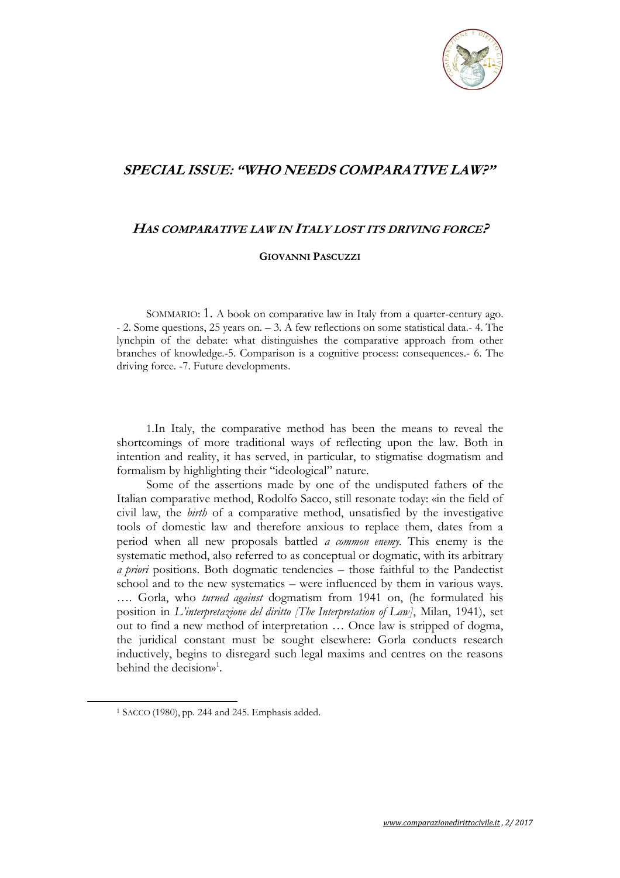# *SPECIAL ISSUE: "WHO NEEDS COMPARATIVE LAW?"*

## *HAS COMPARATIVE LAW IN ITALY LOST ITS DRIVING FORCE?*

**GIOVANNI PASCUZZI**

SOMMARIO: 1. A book on comparative law in Italy from a quarter-century ago. - 2. Some questions, 25 years on. – 3. A few reflections on some statistical data.- 4. The lynchpin of the debate: what distinguishes the comparative approach from other branches of knowledge.-5. Comparison is a cognitive process: consequences.- 6. The driving force. -7. Future developments.

1.In Italy, the comparative method has been the means to reveal the shortcomings of more traditional ways of reflecting upon the law. Both in intention and reality, it has served, in particular, to stigmatise dogmatism and formalism by highlighting their "ideological" nature.

Some of the assertions made by one of the undisputed fathers of the Italian comparative method, Rodolfo Sacco, still resonate today: «in the field of civil law, the *birth* of a comparative method, unsatisfied by the investigative tools of domestic law and therefore anxious to replace them, dates from a period when all new proposals battled *a common enemy*. This enemy is the systematic method, also referred to as conceptual or dogmatic, with its arbitrary *a priori* positions. Both dogmatic tendencies – those faithful to the Pandectist school and to the new systematics – were influenced by them in various ways. …. Gorla, who *turned against* dogmatism from 1941 on, (he formulated his position in *L'interpretazione del diritto [The Interpretation of Law]*, Milan, 1941), set out to find a new method of interpretation … Once law is stripped of dogma, the juridical constant must be sought elsewhere: Gorla conducts research inductively, begins to disregard such legal maxims and centres on the reasons behind the decision»[1].

[1] SACCO (1980), pp. 244 and 245. Emphasis added.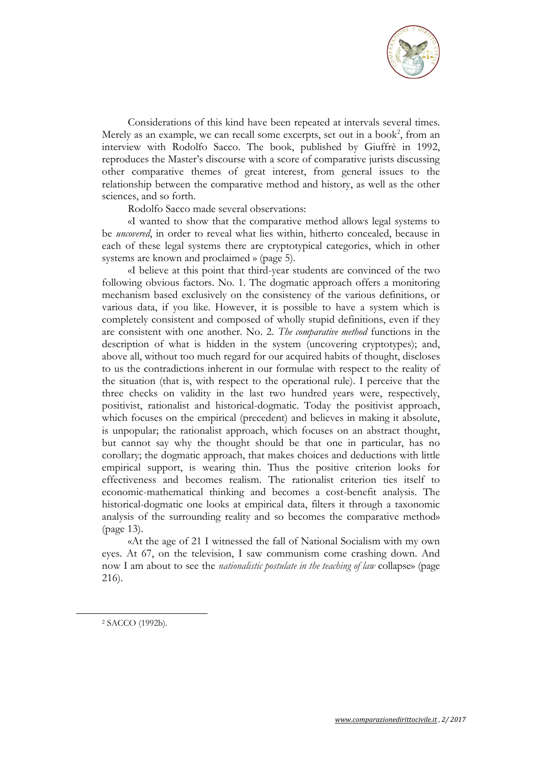Considerations of this kind have been repeated at intervals several times. Merely as an example, we can recall some excerpts, set out in a book[2], from an interview with Rodolfo Sacco. The book, published by Giuffrè in 1992, reproduces the Master's discourse with a score of comparative jurists discussing other comparative themes of great interest, from general issues to the relationship between the comparative method and history, as well as the other sciences, and so forth.

Rodolfo Sacco made several observations:

«I wanted to show that the comparative method allows legal systems to be *uncovered*, in order to reveal what lies within, hitherto concealed, because in each of these legal systems there are cryptotypical categories, which in other systems are known and proclaimed » (page 5).

«I believe at this point that third-year students are convinced of the two following obvious factors. No. 1. The dogmatic approach offers a monitoring mechanism based exclusively on the consistency of the various definitions, or various data, if you like. However, it is possible to have a system which is completely consistent and composed of wholly stupid definitions, even if they are consistent with one another. No. 2. *The comparative method* functions in the description of what is hidden in the system (uncovering cryptotypes); and, above all, without too much regard for our acquired habits of thought, discloses to us the contradictions inherent in our formulae with respect to the reality of the situation (that is, with respect to the operational rule). I perceive that the three checks on validity in the last two hundred years were, respectively, positivist, rationalist and historical-dogmatic. Today the positivist approach, which focuses on the empirical (precedent) and believes in making it absolute, is unpopular; the rationalist approach, which focuses on an abstract thought, but cannot say why the thought should be that one in particular, has no corollary; the dogmatic approach, that makes choices and deductions with little empirical support, is wearing thin. Thus the positive criterion looks for effectiveness and becomes realism. The rationalist criterion ties itself to economic-mathematical thinking and becomes a cost-benefit analysis. The historical-dogmatic one looks at empirical data, filters it through a taxonomic analysis of the surrounding reality and so becomes the comparative method» (page 13).

«At the age of 21 I witnessed the fall of National Socialism with my own eyes. At 67, on the television, I saw communism come crashing down. And now I am about to see the *nationalistic postulate in the teaching of law* collapse» (page 216).

---

[2] SACCO (1992b).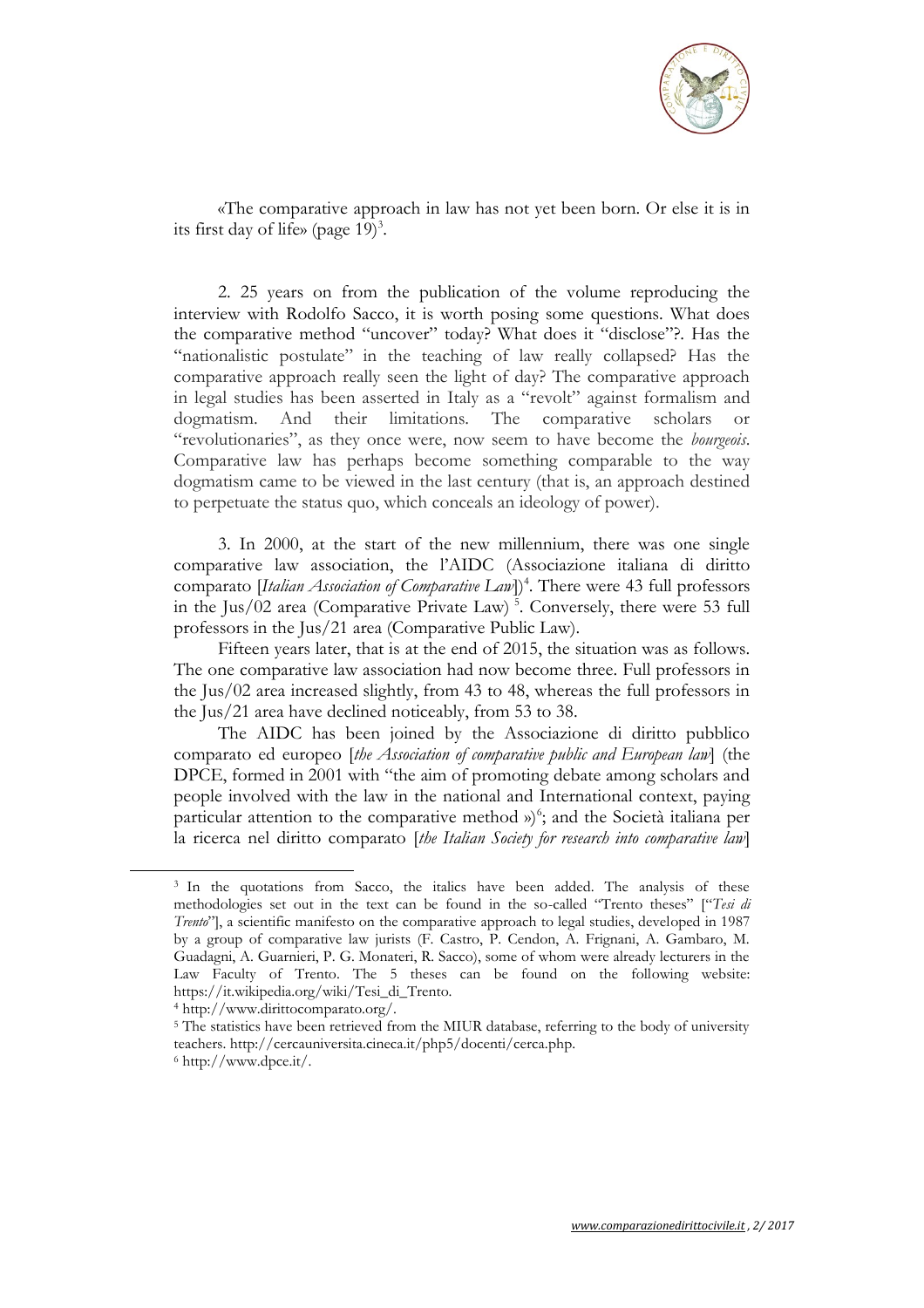«The comparative approach in law has not yet been born. Or else it is in its first day of life» (page 19)[3].

2. 25 years on from the publication of the volume reproducing the interview with Rodolfo Sacco, it is worth posing some questions. What does the comparative method "uncover" today? What does it "disclose"?. Has the "nationalistic postulate" in the teaching of law really collapsed? Has the comparative approach really seen the light of day? The comparative approach in legal studies has been asserted in Italy as a "revolt" against formalism and dogmatism. And their limitations. The comparative scholars or "revolutionaries", as they once were, now seem to have become the *bourgeois*. Comparative law has perhaps become something comparable to the way dogmatism came to be viewed in the last century (that is, an approach destined to perpetuate the status quo, which conceals an ideology of power).

3. In 2000, at the start of the new millennium, there was one single comparative law association, the l'AIDC (Associazione italiana di diritto comparato [*Italian Association of Comparative Law*])[4]. There were 43 full professors in the Jus/02 area (Comparative Private Law) [5]. Conversely, there were 53 full professors in the Jus/21 area (Comparative Public Law).

Fifteen years later, that is at the end of 2015, the situation was as follows. The one comparative law association had now become three. Full professors in the Jus/02 area increased slightly, from 43 to 48, whereas the full professors in the Jus/21 area have declined noticeably, from 53 to 38.

The AIDC has been joined by the Associazione di diritto pubblico comparato ed europeo [*the Association of comparative public and European law*] (the DPCE, formed in 2001 with "the aim of promoting debate among scholars and people involved with the law in the national and International context, paying particular attention to the comparative method »)[6]; and the Società italiana per la ricerca nel diritto comparato [*the Italian Society for research into comparative law*]

---

[3] In the quotations from Sacco, the italics have been added. The analysis of these methodologies set out in the text can be found in the so-called "Trento theses" ["*Tesi di Trento*"], a scientific manifesto on the comparative approach to legal studies, developed in 1987 by a group of comparative law jurists (F. Castro, P. Cendon, A. Frignani, A. Gambaro, M. Guadagni, A. Guarnieri, P. G. Monateri, R. Sacco), some of whom were already lecturers in the Law Faculty of Trento. The 5 theses can be found on the following website: https://it.wikipedia.org/wiki/Tesi_di_Trento.

[4] http://www.dirittocomparato.org/.

[5] The statistics have been retrieved from the MIUR database, referring to the body of university teachers. http://cercauniversita.cineca.it/php5/docenti/cerca.php.

[6] http://www.dpce.it/.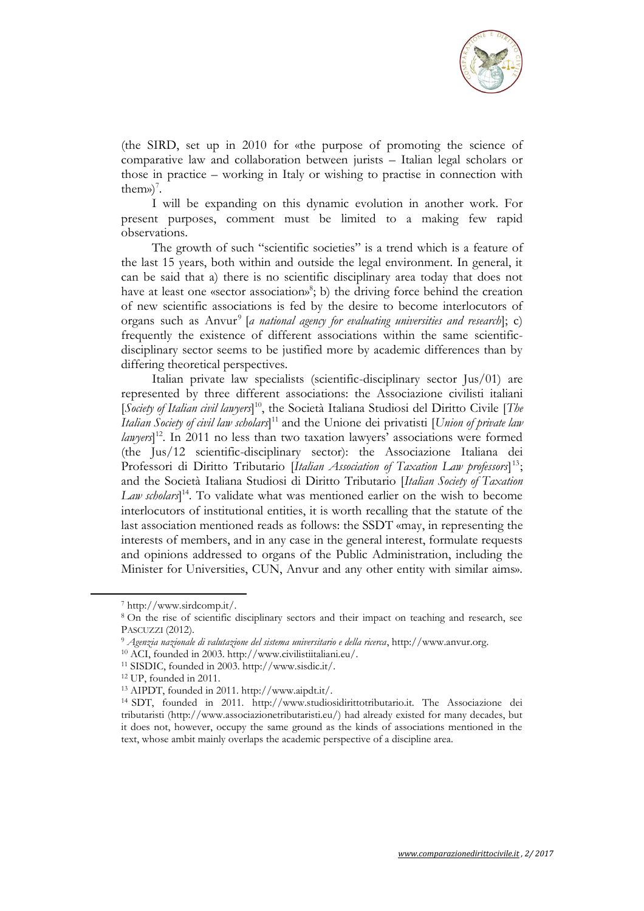(the SIRD, set up in 2010 for «the purpose of promoting the science of comparative law and collaboration between jurists – Italian legal scholars or those in practice – working in Italy or wishing to practise in connection with them»)[7].

I will be expanding on this dynamic evolution in another work. For present purposes, comment must be limited to a making few rapid observations.

The growth of such "scientific societies" is a trend which is a feature of the last 15 years, both within and outside the legal environment. In general, it can be said that a) there is no scientific disciplinary area today that does not have at least one «sector association»[8]; b) the driving force behind the creation of new scientific associations is fed by the desire to become interlocutors of organs such as Anvur[9] [*a national agency for evaluating universities and research*]; c) frequently the existence of different associations within the same scientific-disciplinary sector seems to be justified more by academic differences than by differing theoretical perspectives.

Italian private law specialists (scientific-disciplinary sector Jus/01) are represented by three different associations: the Associazione civilisti italiani [*Society of Italian civil lawyers*][10], the Società Italiana Studiosi del Diritto Civile [*The Italian Society of civil law scholars*][11] and the Unione dei privatisti [*Union of private law lawyers*][12]. In 2011 no less than two taxation lawyers' associations were formed (the Jus/12 scientific-disciplinary sector): the Associazione Italiana dei Professori di Diritto Tributario [*Italian Association of Taxation Law professors*][13]; and the Società Italiana Studiosi di Diritto Tributario [*Italian Society of Taxation Law scholars*][14]. To validate what was mentioned earlier on the wish to become interlocutors of institutional entities, it is worth recalling that the statute of the last association mentioned reads as follows: the SSDT «may, in representing the interests of members, and in any case in the general interest, formulate requests and opinions addressed to organs of the Public Administration, including the Minister for Universities, CUN, Anvur and any other entity with similar aims».

---

[7] http://www.sirdcomp.it/.

[8] On the rise of scientific disciplinary sectors and their impact on teaching and research, see PASCUZZI (2012).

[9] *Agenzia nazionale di valutazione del sistema universitario e della ricerca*, http://www.anvur.org.

[10] ACI, founded in 2003. http://www.civilistiitaliani.eu/.

[11] SISDIC, founded in 2003. http://www.sisdic.it/.

[12] UP, founded in 2011.

[13] AIPDT, founded in 2011. http://www.aipdt.it/.

[14] SDT, founded in 2011. http://www.studiosidirittotributario.it. The Associazione dei tributaristi (http://www.associazionetributaristi.eu/) had already existed for many decades, but it does not, however, occupy the same ground as the kinds of associations mentioned in the text, whose ambit mainly overlaps the academic perspective of a discipline area.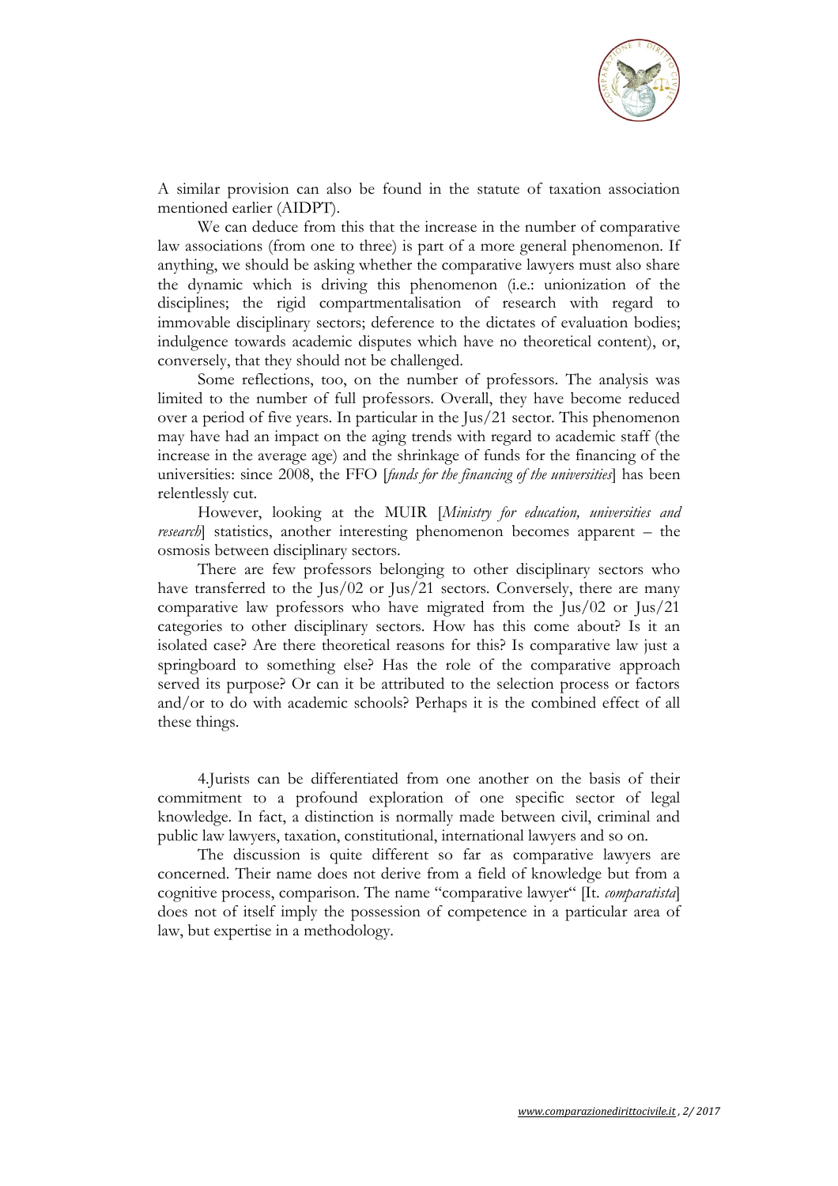A similar provision can also be found in the statute of taxation association mentioned earlier (AIDPT).

We can deduce from this that the increase in the number of comparative law associations (from one to three) is part of a more general phenomenon. If anything, we should be asking whether the comparative lawyers must also share the dynamic which is driving this phenomenon (i.e.: unionization of the disciplines; the rigid compartmentalisation of research with regard to immovable disciplinary sectors; deference to the dictates of evaluation bodies; indulgence towards academic disputes which have no theoretical content), or, conversely, that they should not be challenged.

Some reflections, too, on the number of professors. The analysis was limited to the number of full professors. Overall, they have become reduced over a period of five years. In particular in the Jus/21 sector. This phenomenon may have had an impact on the aging trends with regard to academic staff (the increase in the average age) and the shrinkage of funds for the financing of the universities: since 2008, the FFO [*funds for the financing of the universities*] has been relentlessly cut.

However, looking at the MUIR [*Ministry for education, universities and research*] statistics, another interesting phenomenon becomes apparent – the osmosis between disciplinary sectors.

There are few professors belonging to other disciplinary sectors who have transferred to the Jus/02 or Jus/21 sectors. Conversely, there are many comparative law professors who have migrated from the Jus/02 or Jus/21 categories to other disciplinary sectors. How has this come about? Is it an isolated case? Are there theoretical reasons for this? Is comparative law just a springboard to something else? Has the role of the comparative approach served its purpose? Or can it be attributed to the selection process or factors and/or to do with academic schools? Perhaps it is the combined effect of all these things.

4.Jurists can be differentiated from one another on the basis of their commitment to a profound exploration of one specific sector of legal knowledge. In fact, a distinction is normally made between civil, criminal and public law lawyers, taxation, constitutional, international lawyers and so on.

The discussion is quite different so far as comparative lawyers are concerned. Their name does not derive from a field of knowledge but from a cognitive process, comparison. The name "comparative lawyer" [It. *comparatista*] does not of itself imply the possession of competence in a particular area of law, but expertise in a methodology.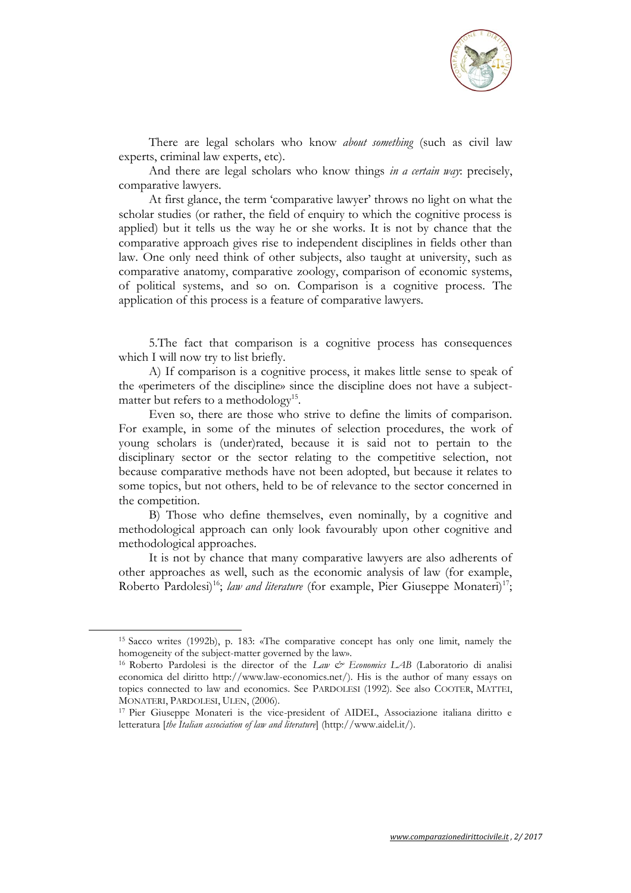There are legal scholars who know *about something* (such as civil law experts, criminal law experts, etc).

And there are legal scholars who know things *in a certain way*: precisely, comparative lawyers.

At first glance, the term 'comparative lawyer' throws no light on what the scholar studies (or rather, the field of enquiry to which the cognitive process is applied) but it tells us the way he or she works. It is not by chance that the comparative approach gives rise to independent disciplines in fields other than law. One only need think of other subjects, also taught at university, such as comparative anatomy, comparative zoology, comparison of economic systems, of political systems, and so on. Comparison is a cognitive process. The application of this process is a feature of comparative lawyers.

5.The fact that comparison is a cognitive process has consequences which I will now try to list briefly.

A) If comparison is a cognitive process, it makes little sense to speak of the «perimeters of the discipline» since the discipline does not have a subject-matter but refers to a methodology[15].

Even so, there are those who strive to define the limits of comparison. For example, in some of the minutes of selection procedures, the work of young scholars is (under)rated, because it is said not to pertain to the disciplinary sector or the sector relating to the competitive selection, not because comparative methods have not been adopted, but because it relates to some topics, but not others, held to be of relevance to the sector concerned in the competition.

B) Those who define themselves, even nominally, by a cognitive and methodological approach can only look favourably upon other cognitive and methodological approaches.

It is not by chance that many comparative lawyers are also adherents of other approaches as well, such as the economic analysis of law (for example, Roberto Pardolesi)[16]; *law and literature* (for example, Pier Giuseppe Monateri)[17];

---

[15] Sacco writes (1992b), p. 183: «The comparative concept has only one limit, namely the homogeneity of the subject-matter governed by the law».

[16] Roberto Pardolesi is the director of the *Law & Economics LAB* (Laboratorio di analisi economica del diritto http://www.law-economics.net/). His is the author of many essays on topics connected to law and economics. See PARDOLESI (1992). See also COOTER, MATTEI, MONATERI, PARDOLESI, ULEN, (2006).

[17] Pier Giuseppe Monateri is the vice-president of AIDEL, Associazione italiana diritto e letteratura [*the Italian association of law and literature*] (http://www.aidel.it/).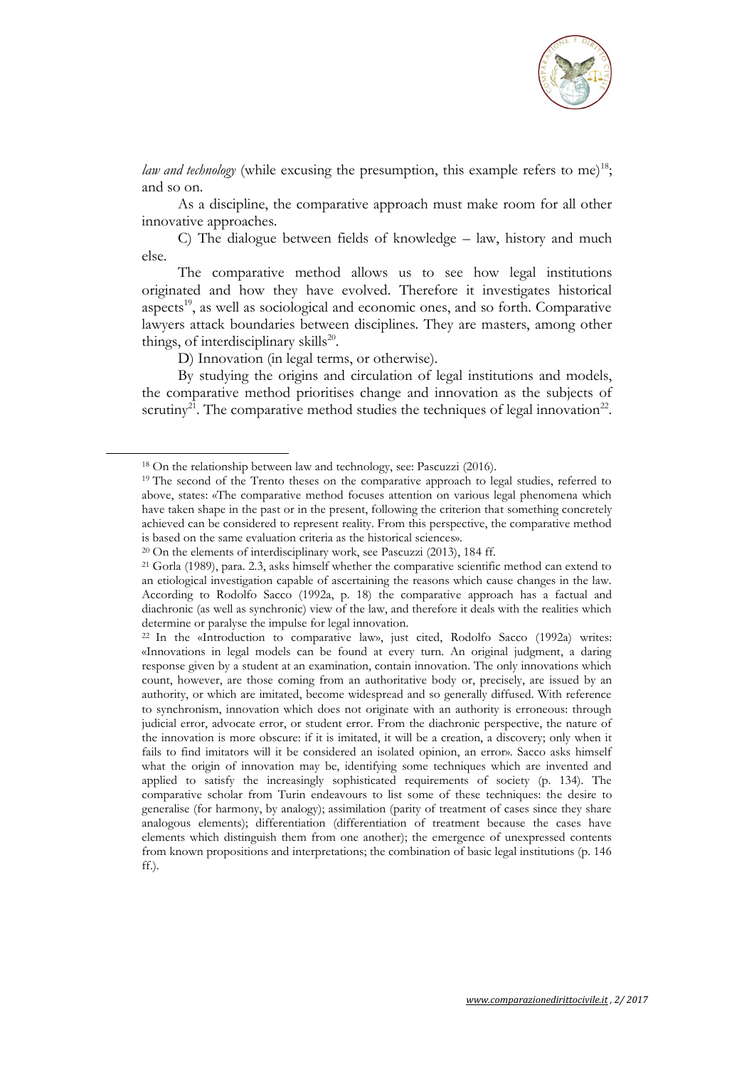*law and technology* (while excusing the presumption, this example refers to me)[18]; and so on.

As a discipline, the comparative approach must make room for all other innovative approaches.

C) The dialogue between fields of knowledge – law, history and much else.

The comparative method allows us to see how legal institutions originated and how they have evolved. Therefore it investigates historical aspects[19], as well as sociological and economic ones, and so forth. Comparative lawyers attack boundaries between disciplines. They are masters, among other things, of interdisciplinary skills[20].

D) Innovation (in legal terms, or otherwise).

By studying the origins and circulation of legal institutions and models, the comparative method prioritises change and innovation as the subjects of scrutiny[21]. The comparative method studies the techniques of legal innovation[22].

---

[18] On the relationship between law and technology, see: Pascuzzi (2016).

[19] The second of the Trento theses on the comparative approach to legal studies, referred to above, states: «The comparative method focuses attention on various legal phenomena which have taken shape in the past or in the present, following the criterion that something concretely achieved can be considered to represent reality. From this perspective, the comparative method is based on the same evaluation criteria as the historical sciences».

[20] On the elements of interdisciplinary work, see Pascuzzi (2013), 184 ff.

[21] Gorla (1989), para. 2.3, asks himself whether the comparative scientific method can extend to an etiological investigation capable of ascertaining the reasons which cause changes in the law. According to Rodolfo Sacco (1992a, p. 18) the comparative approach has a factual and diachronic (as well as synchronic) view of the law, and therefore it deals with the realities which determine or paralyse the impulse for legal innovation.

[22] In the «Introduction to comparative law», just cited, Rodolfo Sacco (1992a) writes: «Innovations in legal models can be found at every turn. An original judgment, a daring response given by a student at an examination, contain innovation. The only innovations which count, however, are those coming from an authoritative body or, precisely, are issued by an authority, or which are imitated, become widespread and so generally diffused. With reference to synchronism, innovation which does not originate with an authority is erroneous: through judicial error, advocate error, or student error. From the diachronic perspective, the nature of the innovation is more obscure: if it is imitated, it will be a creation, a discovery; only when it fails to find imitators will it be considered an isolated opinion, an error». Sacco asks himself what the origin of innovation may be, identifying some techniques which are invented and applied to satisfy the increasingly sophisticated requirements of society (p. 134). The comparative scholar from Turin endeavours to list some of these techniques: the desire to generalise (for harmony, by analogy); assimilation (parity of treatment of cases since they share analogous elements); differentiation (differentiation of treatment because the cases have elements which distinguish them from one another); the emergence of unexpressed contents from known propositions and interpretations; the combination of basic legal institutions (p. 146 ff.).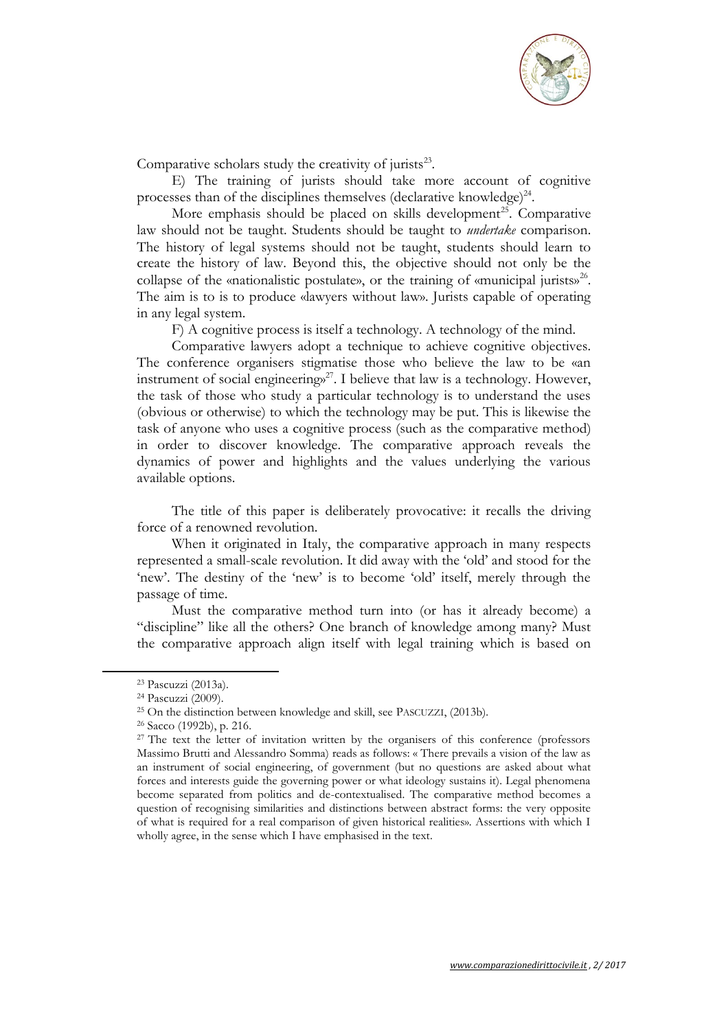Comparative scholars study the creativity of jurists[23].

E) The training of jurists should take more account of cognitive processes than of the disciplines themselves (declarative knowledge)[24].

More emphasis should be placed on skills development[25]. Comparative law should not be taught. Students should be taught to *undertake* comparison. The history of legal systems should not be taught, students should learn to create the history of law. Beyond this, the objective should not only be the collapse of the «nationalistic postulate», or the training of «municipal jurists»[26]. The aim is to is to produce «lawyers without law». Jurists capable of operating in any legal system.

F) A cognitive process is itself a technology. A technology of the mind.

Comparative lawyers adopt a technique to achieve cognitive objectives. The conference organisers stigmatise those who believe the law to be «an instrument of social engineering»[27]. I believe that law is a technology. However, the task of those who study a particular technology is to understand the uses (obvious or otherwise) to which the technology may be put. This is likewise the task of anyone who uses a cognitive process (such as the comparative method) in order to discover knowledge. The comparative approach reveals the dynamics of power and highlights and the values underlying the various available options.

The title of this paper is deliberately provocative: it recalls the driving force of a renowned revolution.

When it originated in Italy, the comparative approach in many respects represented a small-scale revolution. It did away with the 'old' and stood for the 'new'. The destiny of the 'new' is to become 'old' itself, merely through the passage of time.

Must the comparative method turn into (or has it already become) a "discipline" like all the others? One branch of knowledge among many? Must the comparative approach align itself with legal training which is based on

---

[23] Pascuzzi (2013a).

[24] Pascuzzi (2009).

[25] On the distinction between knowledge and skill, see PASCUZZI, (2013b).

[26] Sacco (1992b), p. 216.

[27] The text the letter of invitation written by the organisers of this conference (professors Massimo Brutti and Alessandro Somma) reads as follows: « There prevails a vision of the law as an instrument of social engineering, of government (but no questions are asked about what forces and interests guide the governing power or what ideology sustains it). Legal phenomena become separated from politics and de-contextualised. The comparative method becomes a question of recognising similarities and distinctions between abstract forms: the very opposite of what is required for a real comparison of given historical realities». Assertions with which I wholly agree, in the sense which I have emphasised in the text.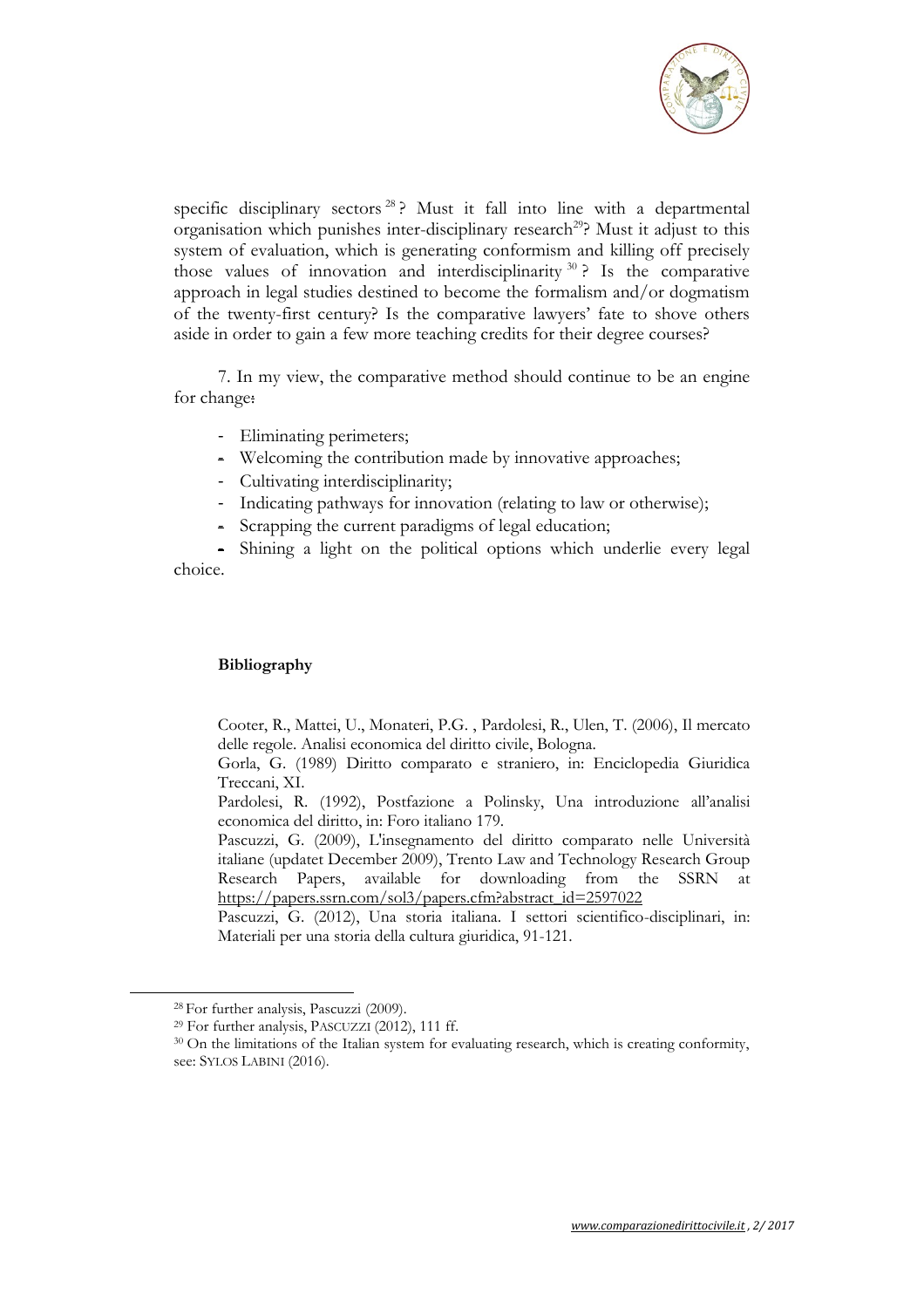specific disciplinary sectors[28]? Must it fall into line with a departmental organisation which punishes inter-disciplinary research[29]? Must it adjust to this system of evaluation, which is generating conformism and killing off precisely those values of innovation and interdisciplinarity[30]? Is the comparative approach in legal studies destined to become the formalism and/or dogmatism of the twenty-first century? Is the comparative lawyers' fate to shove others aside in order to gain a few more teaching credits for their degree courses?

7. In my view, the comparative method should continue to be an engine for change:

- Eliminating perimeters;
- Welcoming the contribution made by innovative approaches;
- Cultivating interdisciplinarity;
- Indicating pathways for innovation (relating to law or otherwise);
- Scrapping the current paradigms of legal education;
- Shining a light on the political options which underlie every legal choice.

**Bibliography**

Cooter, R., Mattei, U., Monateri, P.G. , Pardolesi, R., Ulen, T. (2006), Il mercato delle regole. Analisi economica del diritto civile, Bologna.

Gorla, G. (1989) Diritto comparato e straniero, in: Enciclopedia Giuridica Treccani, XI.

Pardolesi, R. (1992), Postfazione a Polinsky, Una introduzione all'analisi economica del diritto, in: Foro italiano 179.

Pascuzzi, G. (2009), L'insegnamento del diritto comparato nelle Università italiane (updatet December 2009), Trento Law and Technology Research Group Research Papers, available for downloading from the SSRN at https://papers.ssrn.com/sol3/papers.cfm?abstract_id=2597022

Pascuzzi, G. (2012), Una storia italiana. I settori scientifico-disciplinari, in: Materiali per una storia della cultura giuridica, 91-121.

---

[28] For further analysis, Pascuzzi (2009).

[29] For further analysis, PASCUZZI (2012), 111 ff.

[30] On the limitations of the Italian system for evaluating research, which is creating conformity, see: SYLOS LABINI (2016).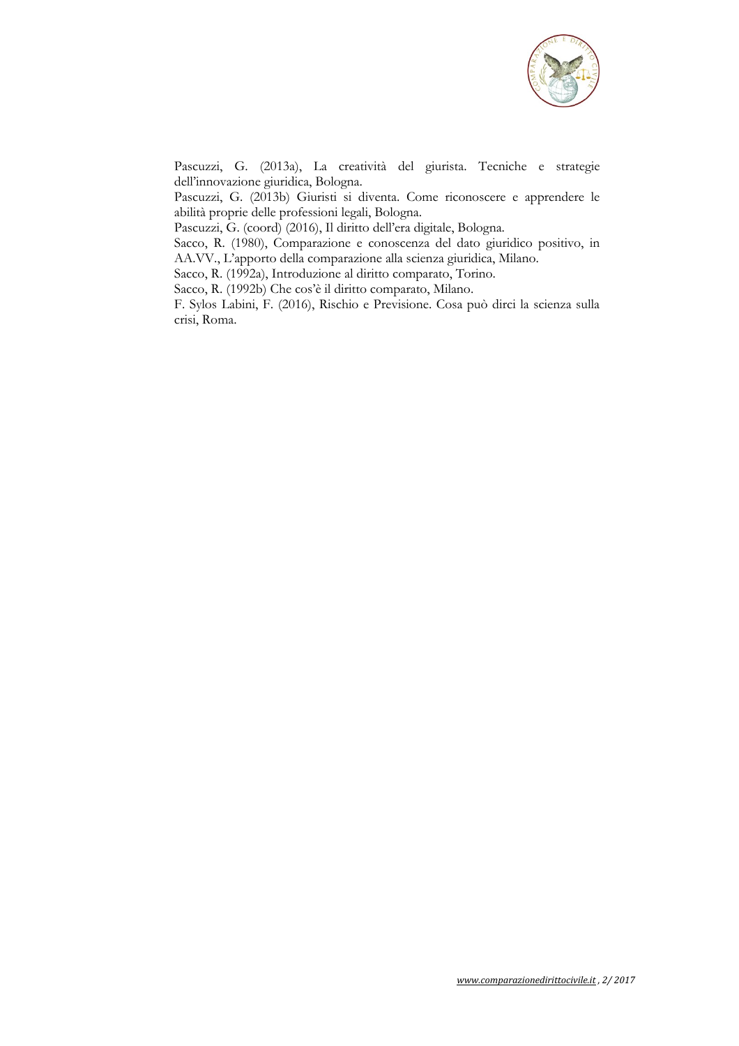Pascuzzi, G. (2013a), La creatività del giurista. Tecniche e strategie dell'innovazione giuridica, Bologna.

Pascuzzi, G. (2013b) Giuristi si diventa. Come riconoscere e apprendere le abilità proprie delle professioni legali, Bologna.

Pascuzzi, G. (coord) (2016), Il diritto dell'era digitale, Bologna.

Sacco, R. (1980), Comparazione e conoscenza del dato giuridico positivo, in AA.VV., L'apporto della comparazione alla scienza giuridica, Milano.

Sacco, R. (1992a), Introduzione al diritto comparato, Torino.

Sacco, R. (1992b) Che cos'è il diritto comparato, Milano.

F. Sylos Labini, F. (2016), Rischio e Previsione. Cosa può dirci la scienza sulla crisi, Roma.